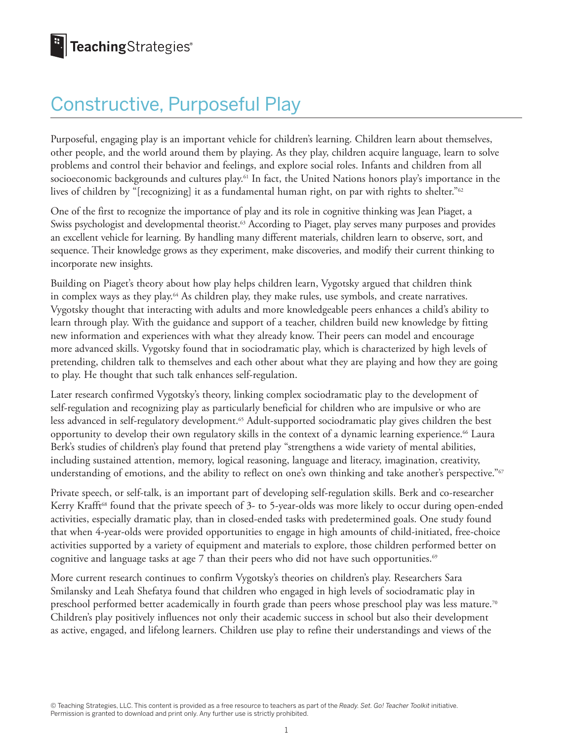# Constructive, Purposeful Play

Purposeful, engaging play is an important vehicle for children's learning. Children learn about themselves, other people, and the world around them by playing. As they play, children acquire language, learn to solve problems and control their behavior and feelings, and explore social roles. Infants and children from all socioeconomic backgrounds and cultures play.[61] In fact, the United Nations honors play's importance in the lives of children by "[recognizing] it as a fundamental human right, on par with rights to shelter."[62]

One of the first to recognize the importance of play and its role in cognitive thinking was Jean Piaget, a Swiss psychologist and developmental theorist.[63] According to Piaget, play serves many purposes and provides an excellent vehicle for learning. By handling many different materials, children learn to observe, sort, and sequence. Their knowledge grows as they experiment, make discoveries, and modify their current thinking to incorporate new insights.

Building on Piaget's theory about how play helps children learn, Vygotsky argued that children think in complex ways as they play.[64] As children play, they make rules, use symbols, and create narratives. Vygotsky thought that interacting with adults and more knowledgeable peers enhances a child's ability to learn through play. With the guidance and support of a teacher, children build new knowledge by fitting new information and experiences with what they already know. Their peers can model and encourage more advanced skills. Vygotsky found that in sociodramatic play, which is characterized by high levels of pretending, children talk to themselves and each other about what they are playing and how they are going to play. He thought that such talk enhances self-regulation.

Later research confirmed Vygotsky's theory, linking complex sociodramatic play to the development of self-regulation and recognizing play as particularly beneficial for children who are impulsive or who are less advanced in self-regulatory development.[65] Adult-supported sociodramatic play gives children the best opportunity to develop their own regulatory skills in the context of a dynamic learning experience.[66] Laura Berk's studies of children's play found that pretend play "strengthens a wide variety of mental abilities, including sustained attention, memory, logical reasoning, language and literacy, imagination, creativity, understanding of emotions, and the ability to reflect on one's own thinking and take another's perspective."[67]

Private speech, or self-talk, is an important part of developing self-regulation skills. Berk and co-researcher Kerry Krafft[68] found that the private speech of 3- to 5-year-olds was more likely to occur during open-ended activities, especially dramatic play, than in closed-ended tasks with predetermined goals. One study found that when 4-year-olds were provided opportunities to engage in high amounts of child-initiated, free-choice activities supported by a variety of equipment and materials to explore, those children performed better on cognitive and language tasks at age 7 than their peers who did not have such opportunities.[69]

More current research continues to confirm Vygotsky's theories on children's play. Researchers Sara Smilansky and Leah Shefatya found that children who engaged in high levels of sociodramatic play in preschool performed better academically in fourth grade than peers whose preschool play was less mature.[70] Children's play positively influences not only their academic success in school but also their development as active, engaged, and lifelong learners. Children use play to refine their understandings and views of the

© Teaching Strategies, LLC. This content is provided as a free resource to teachers as part of the *Ready. Set. Go! Teacher Toolkit* initiative. Permission is granted to download and print only. Any further use is strictly prohibited.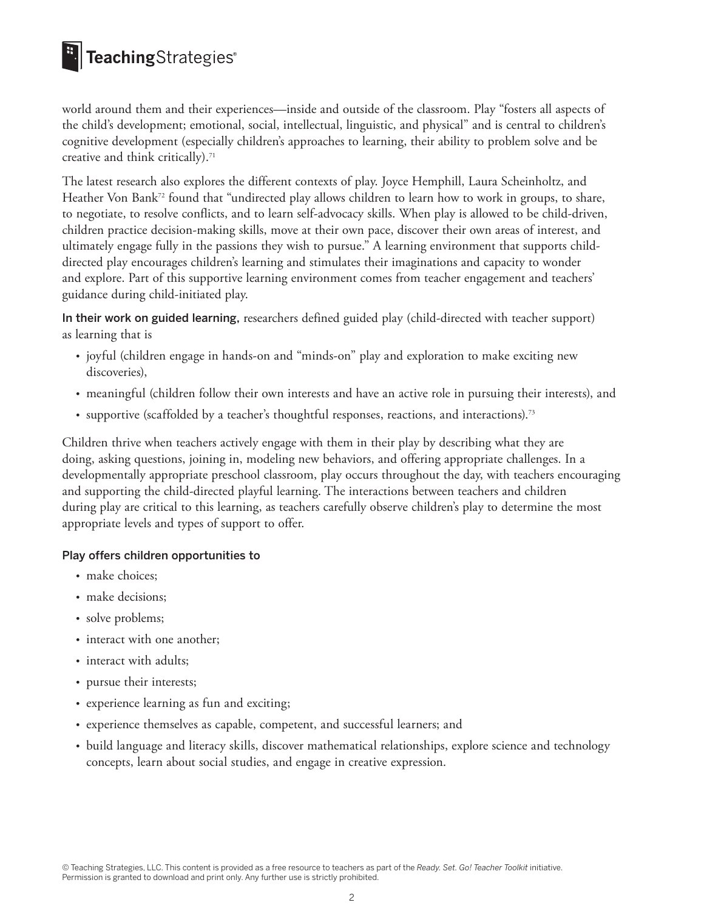world around them and their experiences—inside and outside of the classroom. Play "fosters all aspects of the child's development; emotional, social, intellectual, linguistic, and physical" and is central to children's cognitive development (especially children's approaches to learning, their ability to problem solve and be creative and think critically).[71]

The latest research also explores the different contexts of play. Joyce Hemphill, Laura Scheinholtz, and Heather Von Bank[72] found that "undirected play allows children to learn how to work in groups, to share, to negotiate, to resolve conflicts, and to learn self-advocacy skills. When play is allowed to be child-driven, children practice decision-making skills, move at their own pace, discover their own areas of interest, and ultimately engage fully in the passions they wish to pursue." A learning environment that supports child-directed play encourages children's learning and stimulates their imaginations and capacity to wonder and explore. Part of this supportive learning environment comes from teacher engagement and teachers' guidance during child-initiated play.

**In their work on guided learning,** researchers defined guided play (child-directed with teacher support) as learning that is

- joyful (children engage in hands-on and "minds-on" play and exploration to make exciting new discoveries),
- meaningful (children follow their own interests and have an active role in pursuing their interests), and
- supportive (scaffolded by a teacher's thoughtful responses, reactions, and interactions).[73]

Children thrive when teachers actively engage with them in their play by describing what they are doing, asking questions, joining in, modeling new behaviors, and offering appropriate challenges. In a developmentally appropriate preschool classroom, play occurs throughout the day, with teachers encouraging and supporting the child-directed playful learning. The interactions between teachers and children during play are critical to this learning, as teachers carefully observe children's play to determine the most appropriate levels and types of support to offer.

#### Play offers children opportunities to

- make choices;
- make decisions;
- solve problems;
- interact with one another;
- interact with adults;
- pursue their interests;
- experience learning as fun and exciting;
- experience themselves as capable, competent, and successful learners; and
- build language and literacy skills, discover mathematical relationships, explore science and technology concepts, learn about social studies, and engage in creative expression.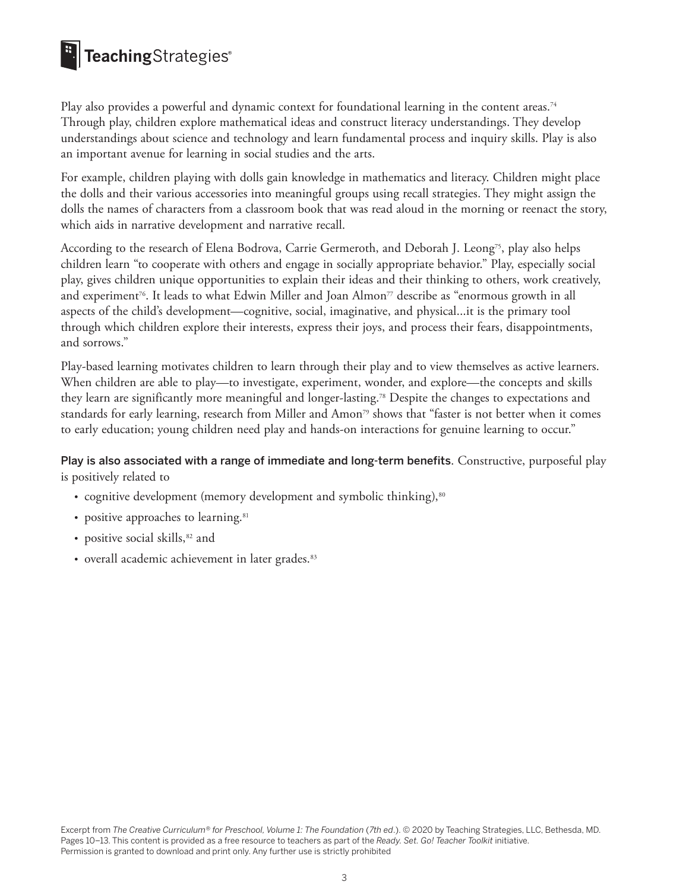Play also provides a powerful and dynamic context for foundational learning in the content areas.[74] Through play, children explore mathematical ideas and construct literacy understandings. They develop understandings about science and technology and learn fundamental process and inquiry skills. Play is also an important avenue for learning in social studies and the arts.

For example, children playing with dolls gain knowledge in mathematics and literacy. Children might place the dolls and their various accessories into meaningful groups using recall strategies. They might assign the dolls the names of characters from a classroom book that was read aloud in the morning or reenact the story, which aids in narrative development and narrative recall.

According to the research of Elena Bodrova, Carrie Germeroth, and Deborah J. Leong[75], play also helps children learn "to cooperate with others and engage in socially appropriate behavior." Play, especially social play, gives children unique opportunities to explain their ideas and their thinking to others, work creatively, and experiment[76]. It leads to what Edwin Miller and Joan Almon[77] describe as "enormous growth in all aspects of the child's development—cognitive, social, imaginative, and physical...it is the primary tool through which children explore their interests, express their joys, and process their fears, disappointments, and sorrows."

Play-based learning motivates children to learn through their play and to view themselves as active learners. When children are able to play—to investigate, experiment, wonder, and explore—the concepts and skills they learn are significantly more meaningful and longer-lasting.[78] Despite the changes to expectations and standards for early learning, research from Miller and Amon[79] shows that "faster is not better when it comes to early education; young children need play and hands-on interactions for genuine learning to occur."

**Play is also associated with a range of immediate and long-term benefits**. Constructive, purposeful play is positively related to

- cognitive development (memory development and symbolic thinking),[80]
- positive approaches to learning.[81]
- positive social skills,[82] and
- overall academic achievement in later grades.[83]

Excerpt from *The Creative Curriculum® for Preschool, Volume 1: The Foundation* (*7th ed.*). © 2020 by Teaching Strategies, LLC, Bethesda, MD. Pages 10–13. This content is provided as a free resource to teachers as part of the *Ready. Set. Go! Teacher Toolkit* initiative. Permission is granted to download and print only. Any further use is strictly prohibited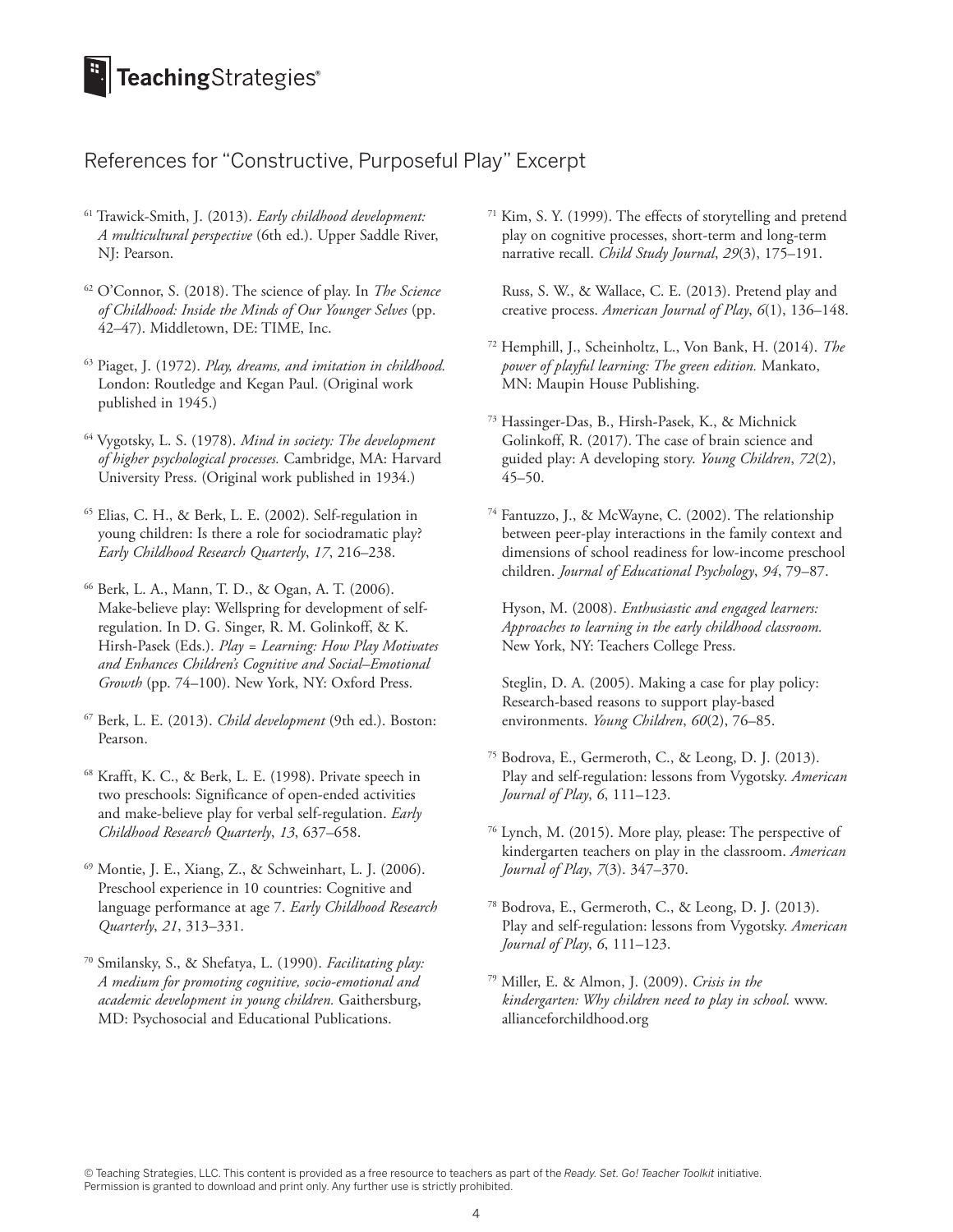## References for "Constructive, Purposeful Play" Excerpt

[61] Trawick-Smith, J. (2013). *Early childhood development: A multicultural perspective* (6th ed.). Upper Saddle River, NJ: Pearson.

[62] O'Connor, S. (2018). The science of play. In *The Science of Childhood: Inside the Minds of Our Younger Selves* (pp. 42–47). Middletown, DE: TIME, Inc.

[63] Piaget, J. (1972). *Play, dreams, and imitation in childhood.* London: Routledge and Kegan Paul. (Original work published in 1945.)

[64] Vygotsky, L. S. (1978). *Mind in society: The development of higher psychological processes.* Cambridge, MA: Harvard University Press. (Original work published in 1934.)

[65] Elias, C. H., & Berk, L. E. (2002). Self-regulation in young children: Is there a role for sociodramatic play? *Early Childhood Research Quarterly*, *17*, 216–238.

[66] Berk, L. A., Mann, T. D., & Ogan, A. T. (2006). Make-believe play: Wellspring for development of self-regulation. In D. G. Singer, R. M. Golinkoff, & K. Hirsh-Pasek (Eds.). *Play = Learning: How Play Motivates and Enhances Children's Cognitive and Social–Emotional Growth* (pp. 74–100). New York, NY: Oxford Press.

[67] Berk, L. E. (2013). *Child development* (9th ed.). Boston: Pearson.

[68] Krafft, K. C., & Berk, L. E. (1998). Private speech in two preschools: Significance of open-ended activities and make-believe play for verbal self-regulation. *Early Childhood Research Quarterly*, *13*, 637–658.

[69] Montie, J. E., Xiang, Z., & Schweinhart, L. J. (2006). Preschool experience in 10 countries: Cognitive and language performance at age 7. *Early Childhood Research Quarterly*, *21*, 313–331.

[70] Smilansky, S., & Shefatya, L. (1990). *Facilitating play: A medium for promoting cognitive, socio-emotional and academic development in young children.* Gaithersburg, MD: Psychosocial and Educational Publications.

[71] Kim, S. Y. (1999). The effects of storytelling and pretend play on cognitive processes, short-term and long-term narrative recall. *Child Study Journal*, *29*(3), 175–191.

Russ, S. W., & Wallace, C. E. (2013). Pretend play and creative process. *American Journal of Play*, *6*(1), 136–148.

[72] Hemphill, J., Scheinholtz, L., Von Bank, H. (2014). *The power of playful learning: The green edition.* Mankato, MN: Maupin House Publishing.

[73] Hassinger-Das, B., Hirsh-Pasek, K., & Michnick Golinkoff, R. (2017). The case of brain science and guided play: A developing story. *Young Children*, *72*(2), 45–50.

[74] Fantuzzo, J., & McWayne, C. (2002). The relationship between peer-play interactions in the family context and dimensions of school readiness for low-income preschool children. *Journal of Educational Psychology*, *94*, 79–87.

Hyson, M. (2008). *Enthusiastic and engaged learners: Approaches to learning in the early childhood classroom.* New York, NY: Teachers College Press.

Steglin, D. A. (2005). Making a case for play policy: Research-based reasons to support play-based environments. *Young Children*, *60*(2), 76–85.

[75] Bodrova, E., Germeroth, C., & Leong, D. J. (2013). Play and self-regulation: lessons from Vygotsky. *American Journal of Play*, *6*, 111–123.

[76] Lynch, M. (2015). More play, please: The perspective of kindergarten teachers on play in the classroom. *American Journal of Play*, *7*(3). 347–370.

[78] Bodrova, E., Germeroth, C., & Leong, D. J. (2013). Play and self-regulation: lessons from Vygotsky. *American Journal of Play*, *6*, 111–123.

[79] Miller, E. & Almon, J. (2009). *Crisis in the kindergarten: Why children need to play in school.* www.allianceforchildhood.org

© Teaching Strategies, LLC. This content is provided as a free resource to teachers as part of the *Ready. Set. Go! Teacher Toolkit* initiative. Permission is granted to download and print only. Any further use is strictly prohibited.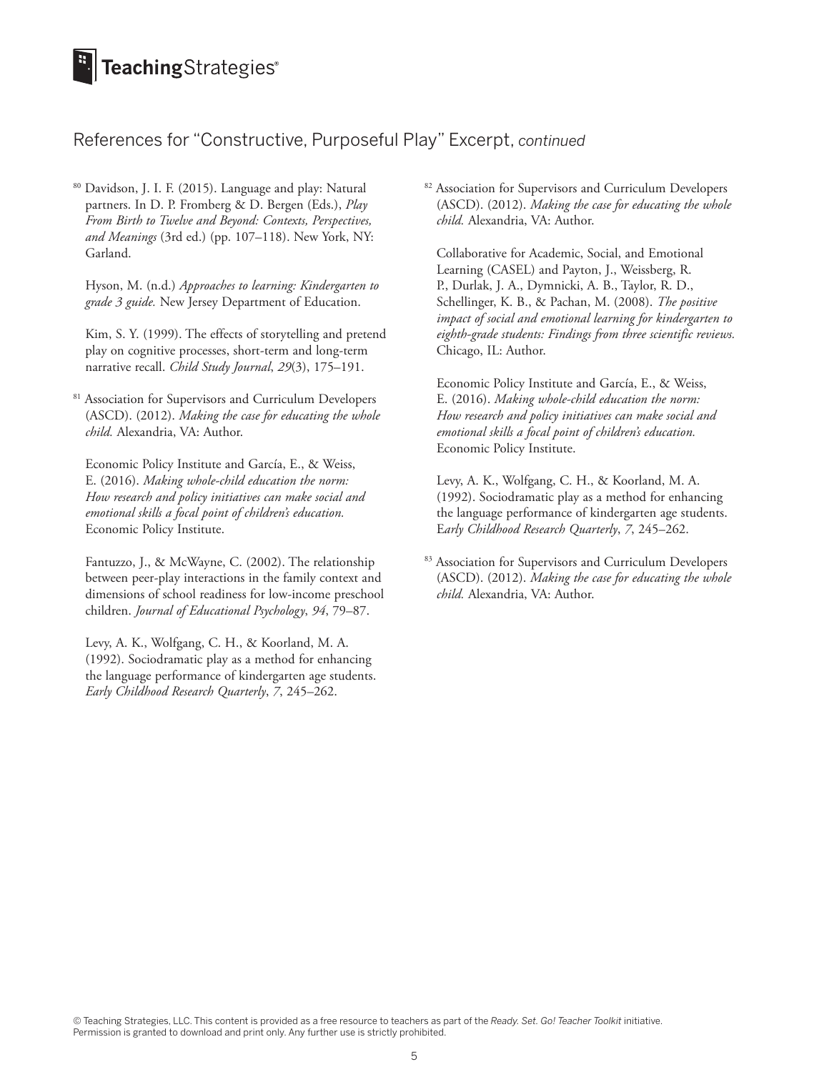## References for "Constructive, Purposeful Play" Excerpt, *continued*

[80] Davidson, J. I. F. (2015). Language and play: Natural partners. In D. P. Fromberg & D. Bergen (Eds.), *Play From Birth to Twelve and Beyond: Contexts, Perspectives, and Meanings* (3rd ed.) (pp. 107–118). New York, NY: Garland.

Hyson, M. (n.d.) *Approaches to learning: Kindergarten to grade 3 guide.* New Jersey Department of Education.

Kim, S. Y. (1999). The effects of storytelling and pretend play on cognitive processes, short-term and long-term narrative recall. *Child Study Journal*, *29*(3), 175–191.

[81] Association for Supervisors and Curriculum Developers (ASCD). (2012). *Making the case for educating the whole child.* Alexandria, VA: Author.

Economic Policy Institute and García, E., & Weiss, E. (2016). *Making whole-child education the norm: How research and policy initiatives can make social and emotional skills a focal point of children's education.* Economic Policy Institute.

Fantuzzo, J., & McWayne, C. (2002). The relationship between peer-play interactions in the family context and dimensions of school readiness for low-income preschool children. *Journal of Educational Psychology*, *94*, 79–87.

Levy, A. K., Wolfgang, C. H., & Koorland, M. A. (1992). Sociodramatic play as a method for enhancing the language performance of kindergarten age students. *Early Childhood Research Quarterly*, *7*, 245–262.

[82] Association for Supervisors and Curriculum Developers (ASCD). (2012). *Making the case for educating the whole child.* Alexandria, VA: Author.

Collaborative for Academic, Social, and Emotional Learning (CASEL) and Payton, J., Weissberg, R. P., Durlak, J. A., Dymnicki, A. B., Taylor, R. D., Schellinger, K. B., & Pachan, M. (2008). *The positive impact of social and emotional learning for kindergarten to eighth-grade students: Findings from three scientific reviews.* Chicago, IL: Author.

Economic Policy Institute and García, E., & Weiss, E. (2016). *Making whole-child education the norm: How research and policy initiatives can make social and emotional skills a focal point of children's education.* Economic Policy Institute.

Levy, A. K., Wolfgang, C. H., & Koorland, M. A. (1992). Sociodramatic play as a method for enhancing the language performance of kindergarten age students. *Early Childhood Research Quarterly*, *7*, 245–262.

[83] Association for Supervisors and Curriculum Developers (ASCD). (2012). *Making the case for educating the whole child.* Alexandria, VA: Author.

© Teaching Strategies, LLC. This content is provided as a free resource to teachers as part of the *Ready. Set. Go! Teacher Toolkit* initiative. Permission is granted to download and print only. Any further use is strictly prohibited.